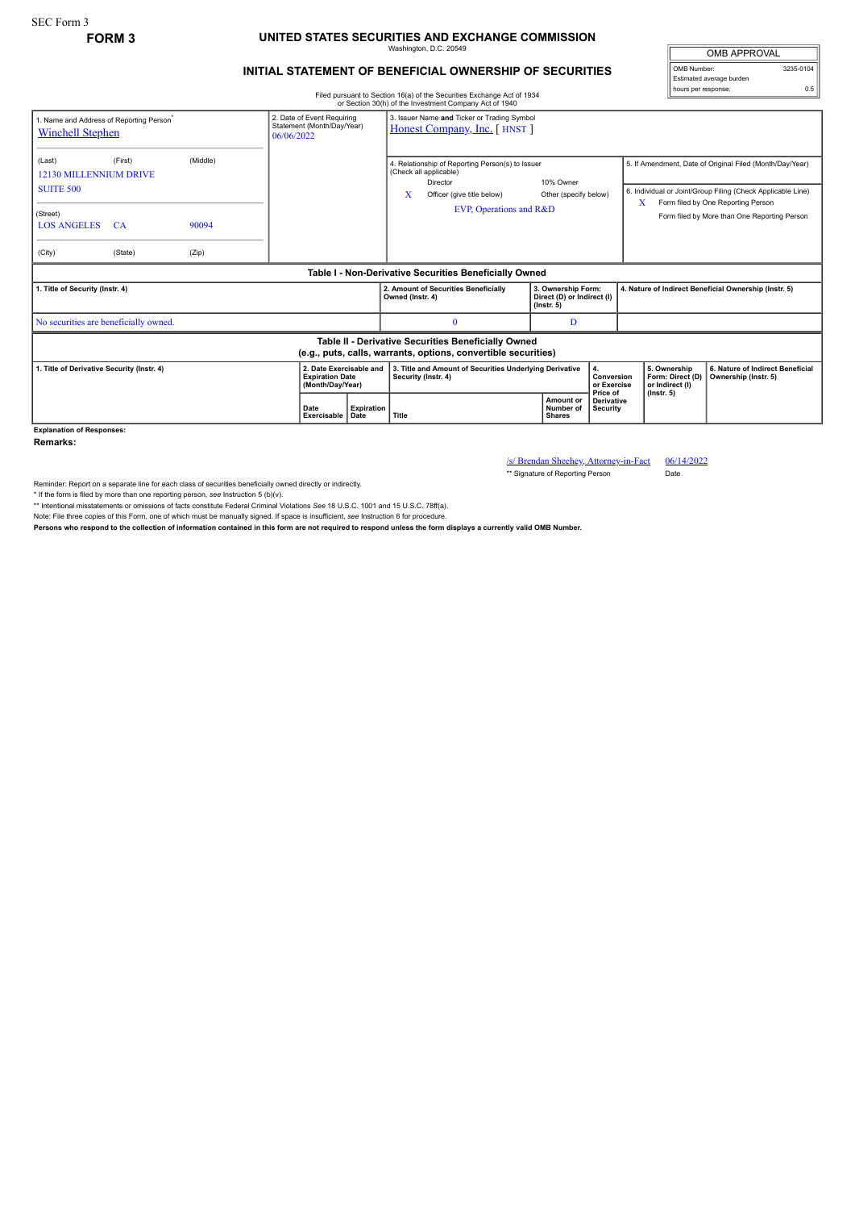SEC Form 3

**FORM 3**

# UNITED STATES SECURITIES AND EXCHANGE COMMISSION

Washington, D.C. 20549

## INITIAL STATEMENT OF BENEFICIAL OWNERSHIP OF SECURITIES

| OMB APPROVAL | |
|---|---|
| OMB Number: | 3235-0104 |
| Estimated average burden | |
| hours per response: | 0.5 |

Filed pursuant to Section 16(a) of the Securities Exchange Act of 1934 or Section 30(h) of the Investment Company Act of 1940

1. Name and Address of Reporting Person*
Winchell Stephen

(Last) (First) (Middle)
12130 MILLENNIUM DRIVE
SUITE 500

(Street)
LOS ANGELES CA 90094

(City) (State) (Zip)

2. Date of Event Requiring Statement (Month/Day/Year)
06/06/2022

3. Issuer Name and Ticker or Trading Symbol
Honest Company, Inc. [ HNST ]

4. Relationship of Reporting Person(s) to Issuer (Check all applicable)
Director
10% Owner
X Officer (give title below)
Other (specify below)
EVP, Operations and R&D

5. If Amendment, Date of Original Filed (Month/Day/Year)

6. Individual or Joint/Group Filing (Check Applicable Line)
X Form filed by One Reporting Person
Form filed by More than One Reporting Person

**Table I - Non-Derivative Securities Beneficially Owned**

| 1. Title of Security (Instr. 4) | 2. Amount of Securities Beneficially Owned (Instr. 4) | 3. Ownership Form: Direct (D) or Indirect (I) (Instr. 5) | 4. Nature of Indirect Beneficial Ownership (Instr. 5) |
|---|---|---|---|
| No securities are beneficially owned. | 0 | D | |

**Table II - Derivative Securities Beneficially Owned (e.g., puts, calls, warrants, options, convertible securities)**

| 1. Title of Derivative Security (Instr. 4) | 2. Date Exercisable and Expiration Date (Month/Day/Year) | | 3. Title and Amount of Securities Underlying Derivative Security (Instr. 4) | | 4. Conversion or Exercise Price of Derivative Security | 5. Ownership Form: Direct (D) or Indirect (I) (Instr. 5) | 6. Nature of Indirect Beneficial Ownership (Instr. 5) |
|---|---|---|---|---|---|---|---|
| | Date Exercisable | Expiration Date | Title | Amount or Number of Shares | | | |

**Explanation of Responses:**

**Remarks:**

/s/ Brendan Sheehey, Attorney-in-Fact 06/14/2022

** Signature of Reporting Person Date

Reminder: Report on a separate line for each class of securities beneficially owned directly or indirectly.

\* If the form is filed by more than one reporting person, *see* Instruction 5 (b)(v).

** Intentional misstatements or omissions of facts constitute Federal Criminal Violations *See* 18 U.S.C. 1001 and 15 U.S.C. 78ff(a).

Note: File three copies of this Form, one of which must be manually signed. If space is insufficient, *see* Instruction 6 for procedure.

**Persons who respond to the collection of information contained in this form are not required to respond unless the form displays a currently valid OMB Number.**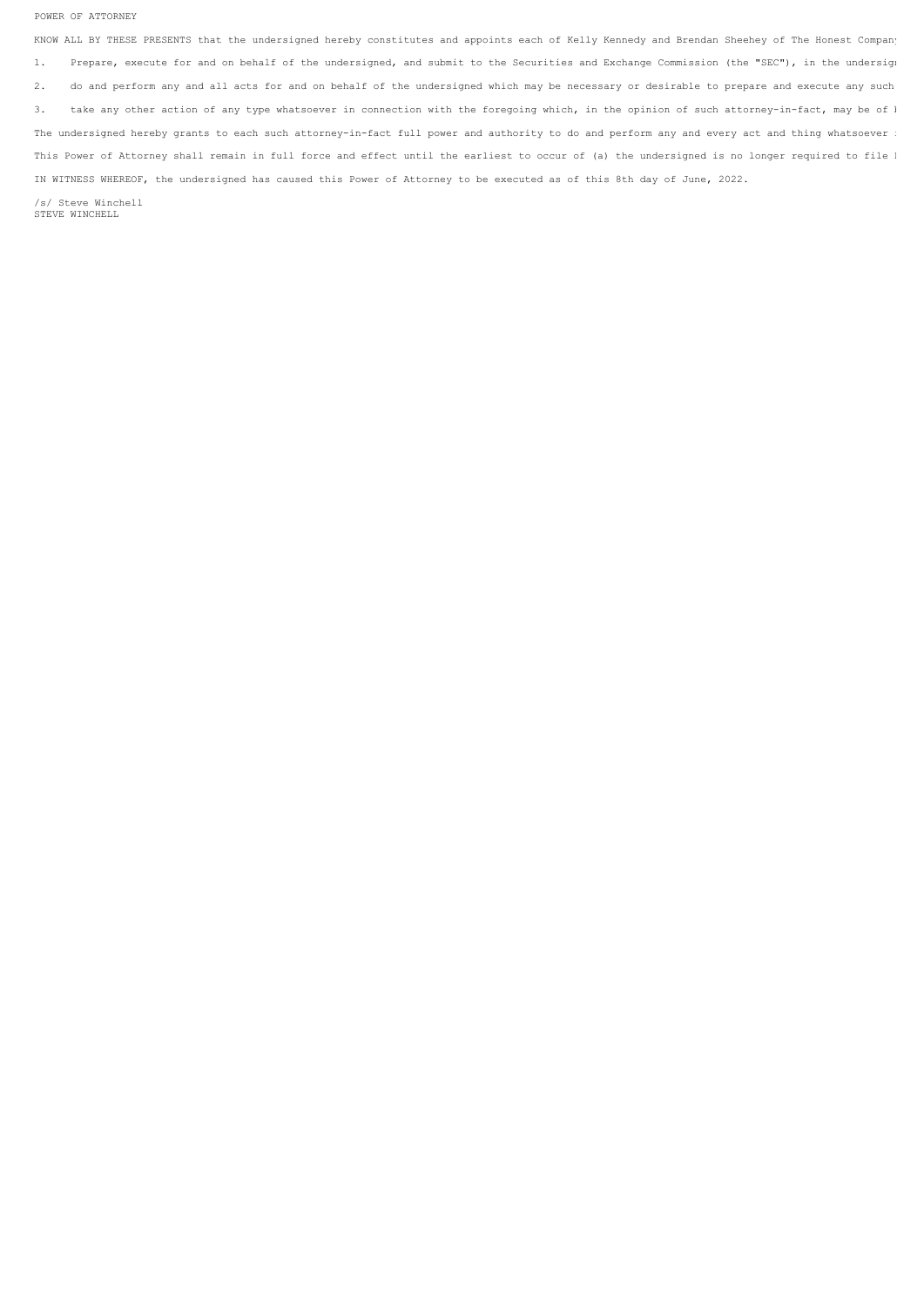POWER OF ATTORNEY

KNOW ALL BY THESE PRESENTS that the undersigned hereby constitutes and appoints each of Kelly Kennedy and Brendan Sheehey of The Honest Company

1. Prepare, execute for and on behalf of the undersigned, and submit to the Securities and Exchange Commission (the "SEC"), in the undersign

2. do and perform any and all acts for and on behalf of the undersigned which may be necessary or desirable to prepare and execute any such

3. take any other action of any type whatsoever in connection with the foregoing which, in the opinion of such attorney-in-fact, may be of b

The undersigned hereby grants to each such attorney-in-fact full power and authority to do and perform any and every act and thing whatsoever r

This Power of Attorney shall remain in full force and effect until the earliest to occur of (a) the undersigned is no longer required to file F

IN WITNESS WHEREOF, the undersigned has caused this Power of Attorney to be executed as of this 8th day of June, 2022.

/s/ Steve Winchell
STEVE WINCHELL